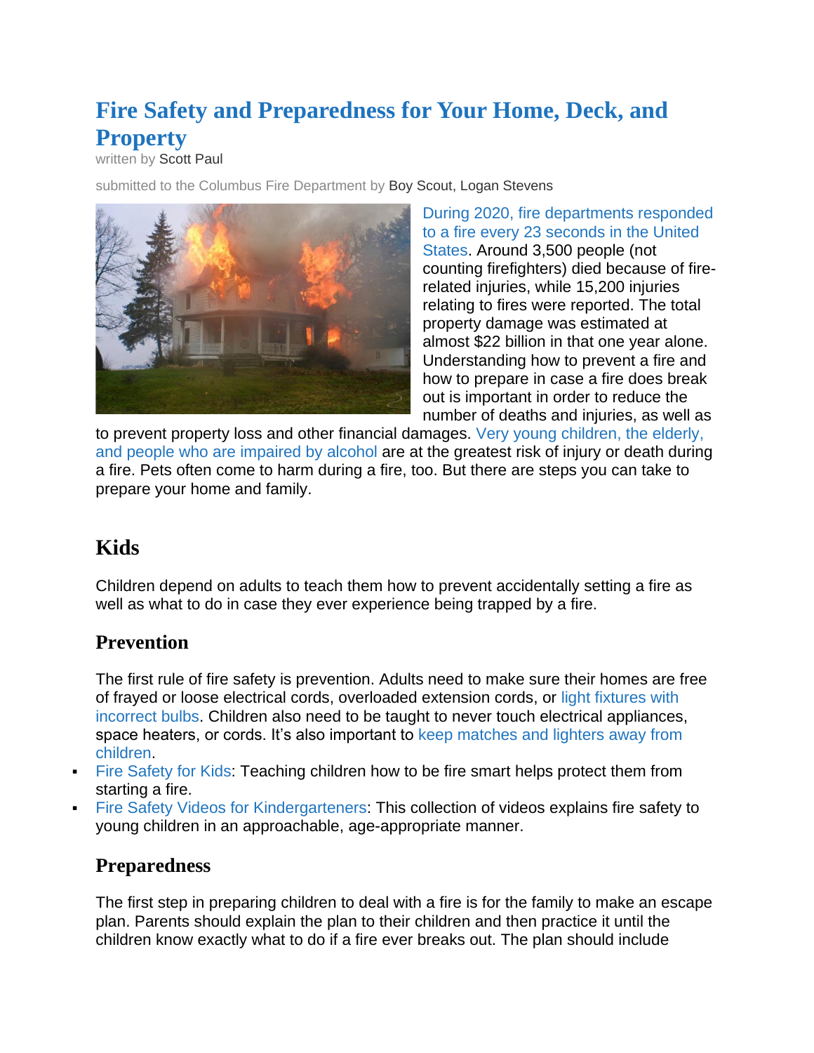# Fire Safety and Preparedness for Your Home, Deck, and Property

written by Scott Paul

submitted to the Columbus Fire Department by Boy Scout, Logan Stevens

During 2020, fire departments responded to a fire every 23 seconds in the United States. Around 3,500 people (not counting firefighters) died because of fire-related injuries, while 15,200 injuries relating to fires were reported. The total property damage was estimated at almost $22 billion in that one year alone. Understanding how to prevent a fire and how to prepare in case a fire does break out is important in order to reduce the number of deaths and injuries, as well as to prevent property loss and other financial damages. Very young children, the elderly, and people who are impaired by alcohol are at the greatest risk of injury or death during a fire. Pets often come to harm during a fire, too. But there are steps you can take to prepare your home and family.

## Kids

Children depend on adults to teach them how to prevent accidentally setting a fire as well as what to do in case they ever experience being trapped by a fire.

### Prevention

The first rule of fire safety is prevention. Adults need to make sure their homes are free of frayed or loose electrical cords, overloaded extension cords, or light fixtures with incorrect bulbs. Children also need to be taught to never touch electrical appliances, space heaters, or cords. It's also important to keep matches and lighters away from children.

- Fire Safety for Kids: Teaching children how to be fire smart helps protect them from starting a fire.
- Fire Safety Videos for Kindergarteners: This collection of videos explains fire safety to young children in an approachable, age-appropriate manner.

### Preparedness

The first step in preparing children to deal with a fire is for the family to make an escape plan. Parents should explain the plan to their children and then practice it until the children know exactly what to do if a fire ever breaks out. The plan should include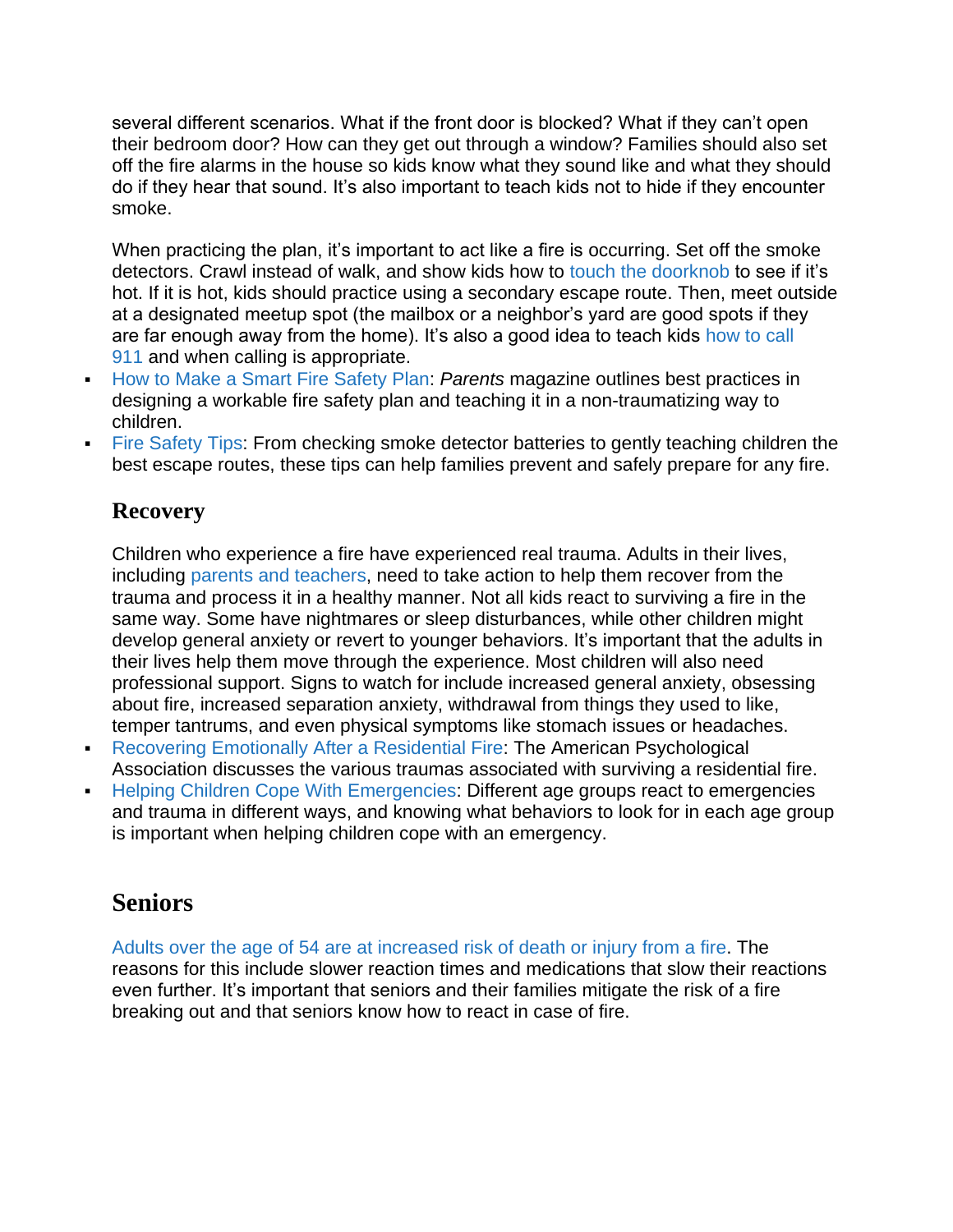several different scenarios. What if the front door is blocked? What if they can't open their bedroom door? How can they get out through a window? Families should also set off the fire alarms in the house so kids know what they sound like and what they should do if they hear that sound. It's also important to teach kids not to hide if they encounter smoke.

When practicing the plan, it's important to act like a fire is occurring. Set off the smoke detectors. Crawl instead of walk, and show kids how to touch the doorknob to see if it's hot. If it is hot, kids should practice using a secondary escape route. Then, meet outside at a designated meetup spot (the mailbox or a neighbor's yard are good spots if they are far enough away from the home). It's also a good idea to teach kids how to call 911 and when calling is appropriate.

- How to Make a Smart Fire Safety Plan: *Parents* magazine outlines best practices in designing a workable fire safety plan and teaching it in a non-traumatizing way to children.
- Fire Safety Tips: From checking smoke detector batteries to gently teaching children the best escape routes, these tips can help families prevent and safely prepare for any fire.

### Recovery

Children who experience a fire have experienced real trauma. Adults in their lives, including parents and teachers, need to take action to help them recover from the trauma and process it in a healthy manner. Not all kids react to surviving a fire in the same way. Some have nightmares or sleep disturbances, while other children might develop general anxiety or revert to younger behaviors. It's important that the adults in their lives help them move through the experience. Most children will also need professional support. Signs to watch for include increased general anxiety, obsessing about fire, increased separation anxiety, withdrawal from things they used to like, temper tantrums, and even physical symptoms like stomach issues or headaches.

- Recovering Emotionally After a Residential Fire: The American Psychological Association discusses the various traumas associated with surviving a residential fire.
- Helping Children Cope With Emergencies: Different age groups react to emergencies and trauma in different ways, and knowing what behaviors to look for in each age group is important when helping children cope with an emergency.

## Seniors

Adults over the age of 54 are at increased risk of death or injury from a fire. The reasons for this include slower reaction times and medications that slow their reactions even further. It's important that seniors and their families mitigate the risk of a fire breaking out and that seniors know how to react in case of fire.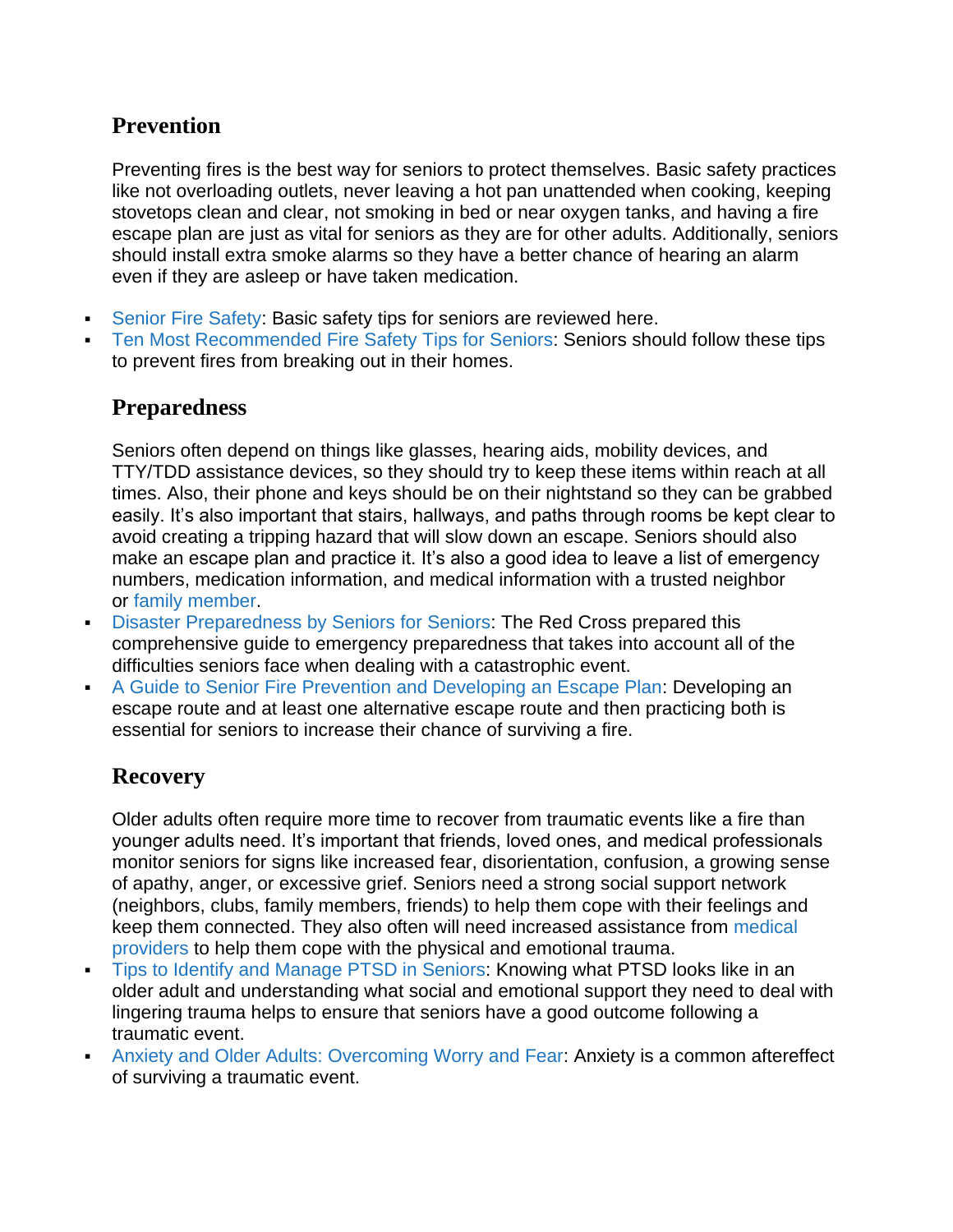## Prevention

Preventing fires is the best way for seniors to protect themselves. Basic safety practices like not overloading outlets, never leaving a hot pan unattended when cooking, keeping stovetops clean and clear, not smoking in bed or near oxygen tanks, and having a fire escape plan are just as vital for seniors as they are for other adults. Additionally, seniors should install extra smoke alarms so they have a better chance of hearing an alarm even if they are asleep or have taken medication.

- Senior Fire Safety: Basic safety tips for seniors are reviewed here.
- Ten Most Recommended Fire Safety Tips for Seniors: Seniors should follow these tips to prevent fires from breaking out in their homes.

## Preparedness

Seniors often depend on things like glasses, hearing aids, mobility devices, and TTY/TDD assistance devices, so they should try to keep these items within reach at all times. Also, their phone and keys should be on their nightstand so they can be grabbed easily. It's also important that stairs, hallways, and paths through rooms be kept clear to avoid creating a tripping hazard that will slow down an escape. Seniors should also make an escape plan and practice it. It's also a good idea to leave a list of emergency numbers, medication information, and medical information with a trusted neighbor or family member.

- Disaster Preparedness by Seniors for Seniors: The Red Cross prepared this comprehensive guide to emergency preparedness that takes into account all of the difficulties seniors face when dealing with a catastrophic event.
- A Guide to Senior Fire Prevention and Developing an Escape Plan: Developing an escape route and at least one alternative escape route and then practicing both is essential for seniors to increase their chance of surviving a fire.

## Recovery

Older adults often require more time to recover from traumatic events like a fire than younger adults need. It's important that friends, loved ones, and medical professionals monitor seniors for signs like increased fear, disorientation, confusion, a growing sense of apathy, anger, or excessive grief. Seniors need a strong social support network (neighbors, clubs, family members, friends) to help them cope with their feelings and keep them connected. They also often will need increased assistance from medical providers to help them cope with the physical and emotional trauma.

- Tips to Identify and Manage PTSD in Seniors: Knowing what PTSD looks like in an older adult and understanding what social and emotional support they need to deal with lingering trauma helps to ensure that seniors have a good outcome following a traumatic event.
- Anxiety and Older Adults: Overcoming Worry and Fear: Anxiety is a common aftereffect of surviving a traumatic event.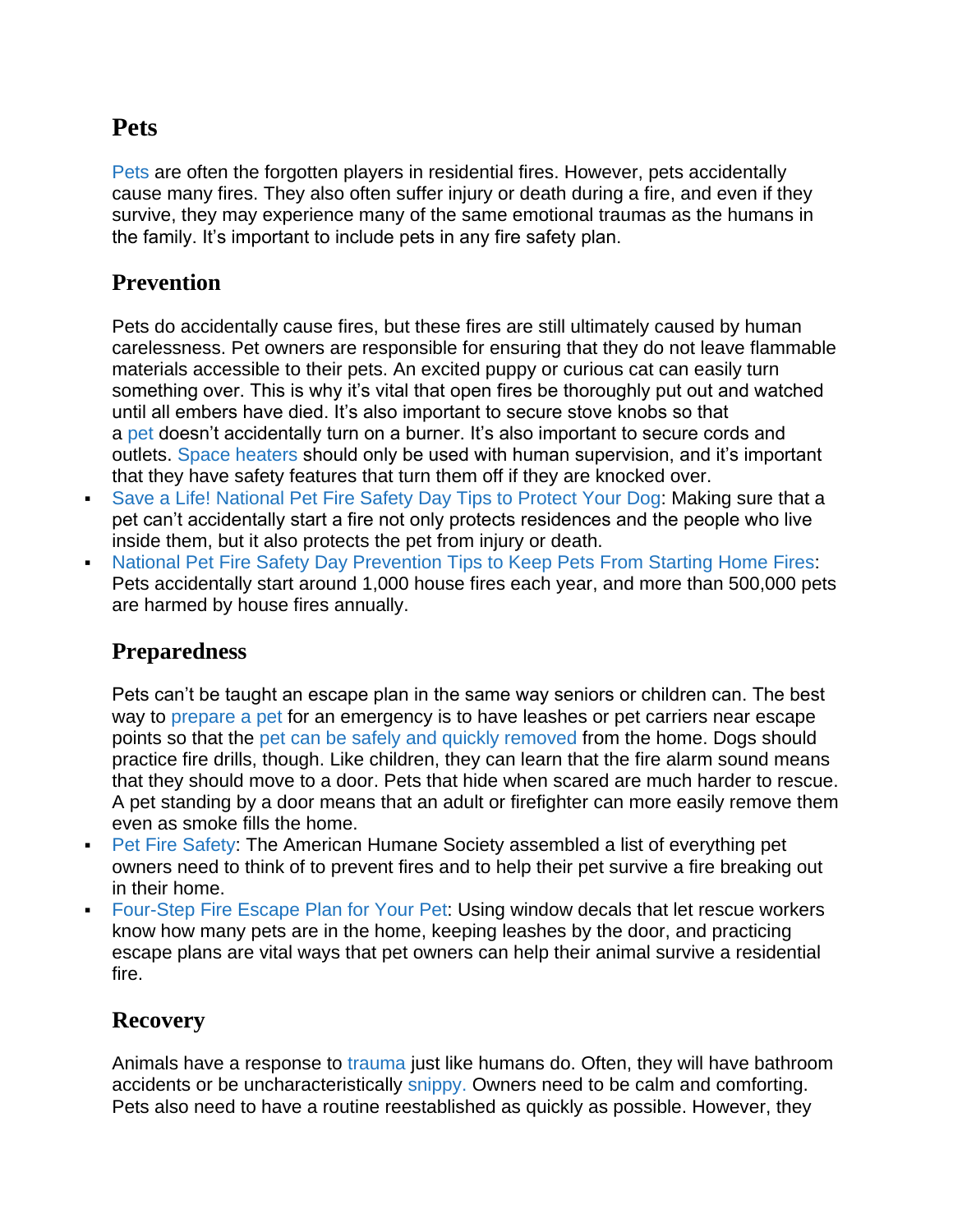## Pets

Pets are often the forgotten players in residential fires. However, pets accidentally cause many fires. They also often suffer injury or death during a fire, and even if they survive, they may experience many of the same emotional traumas as the humans in the family. It's important to include pets in any fire safety plan.

### Prevention

Pets do accidentally cause fires, but these fires are still ultimately caused by human carelessness. Pet owners are responsible for ensuring that they do not leave flammable materials accessible to their pets. An excited puppy or curious cat can easily turn something over. This is why it's vital that open fires be thoroughly put out and watched until all embers have died. It's also important to secure stove knobs so that a pet doesn't accidentally turn on a burner. It's also important to secure cords and outlets. Space heaters should only be used with human supervision, and it's important that they have safety features that turn them off if they are knocked over.

- Save a Life! National Pet Fire Safety Day Tips to Protect Your Dog: Making sure that a pet can't accidentally start a fire not only protects residences and the people who live inside them, but it also protects the pet from injury or death.
- National Pet Fire Safety Day Prevention Tips to Keep Pets From Starting Home Fires: Pets accidentally start around 1,000 house fires each year, and more than 500,000 pets are harmed by house fires annually.

### Preparedness

Pets can't be taught an escape plan in the same way seniors or children can. The best way to prepare a pet for an emergency is to have leashes or pet carriers near escape points so that the pet can be safely and quickly removed from the home. Dogs should practice fire drills, though. Like children, they can learn that the fire alarm sound means that they should move to a door. Pets that hide when scared are much harder to rescue. A pet standing by a door means that an adult or firefighter can more easily remove them even as smoke fills the home.

- Pet Fire Safety: The American Humane Society assembled a list of everything pet owners need to think of to prevent fires and to help their pet survive a fire breaking out in their home.
- Four-Step Fire Escape Plan for Your Pet: Using window decals that let rescue workers know how many pets are in the home, keeping leashes by the door, and practicing escape plans are vital ways that pet owners can help their animal survive a residential fire.

### Recovery

Animals have a response to trauma just like humans do. Often, they will have bathroom accidents or be uncharacteristically snippy. Owners need to be calm and comforting. Pets also need to have a routine reestablished as quickly as possible. However, they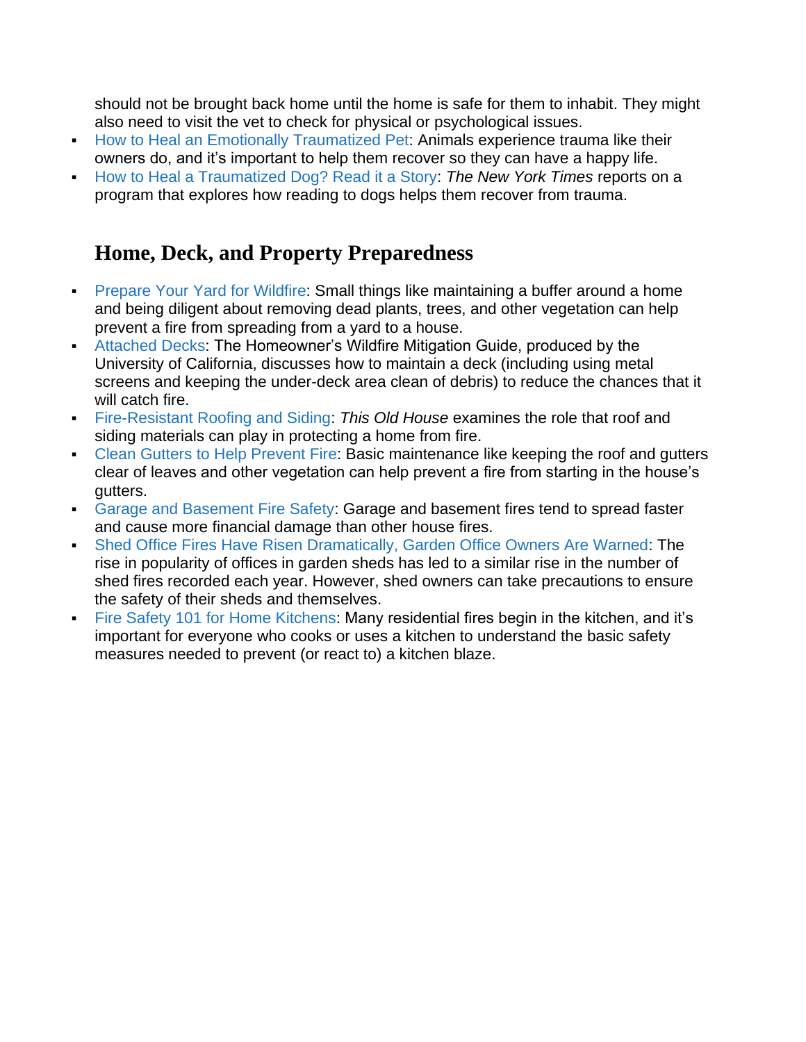should not be brought back home until the home is safe for them to inhabit. They might also need to visit the vet to check for physical or psychological issues.

- How to Heal an Emotionally Traumatized Pet: Animals experience trauma like their owners do, and it's important to help them recover so they can have a happy life.
- How to Heal a Traumatized Dog? Read it a Story: *The New York Times* reports on a program that explores how reading to dogs helps them recover from trauma.

## Home, Deck, and Property Preparedness

- Prepare Your Yard for Wildfire: Small things like maintaining a buffer around a home and being diligent about removing dead plants, trees, and other vegetation can help prevent a fire from spreading from a yard to a house.
- Attached Decks: The Homeowner's Wildfire Mitigation Guide, produced by the University of California, discusses how to maintain a deck (including using metal screens and keeping the under-deck area clean of debris) to reduce the chances that it will catch fire.
- Fire-Resistant Roofing and Siding: *This Old House* examines the role that roof and siding materials can play in protecting a home from fire.
- Clean Gutters to Help Prevent Fire: Basic maintenance like keeping the roof and gutters clear of leaves and other vegetation can help prevent a fire from starting in the house's gutters.
- Garage and Basement Fire Safety: Garage and basement fires tend to spread faster and cause more financial damage than other house fires.
- Shed Office Fires Have Risen Dramatically, Garden Office Owners Are Warned: The rise in popularity of offices in garden sheds has led to a similar rise in the number of shed fires recorded each year. However, shed owners can take precautions to ensure the safety of their sheds and themselves.
- Fire Safety 101 for Home Kitchens: Many residential fires begin in the kitchen, and it's important for everyone who cooks or uses a kitchen to understand the basic safety measures needed to prevent (or react to) a kitchen blaze.